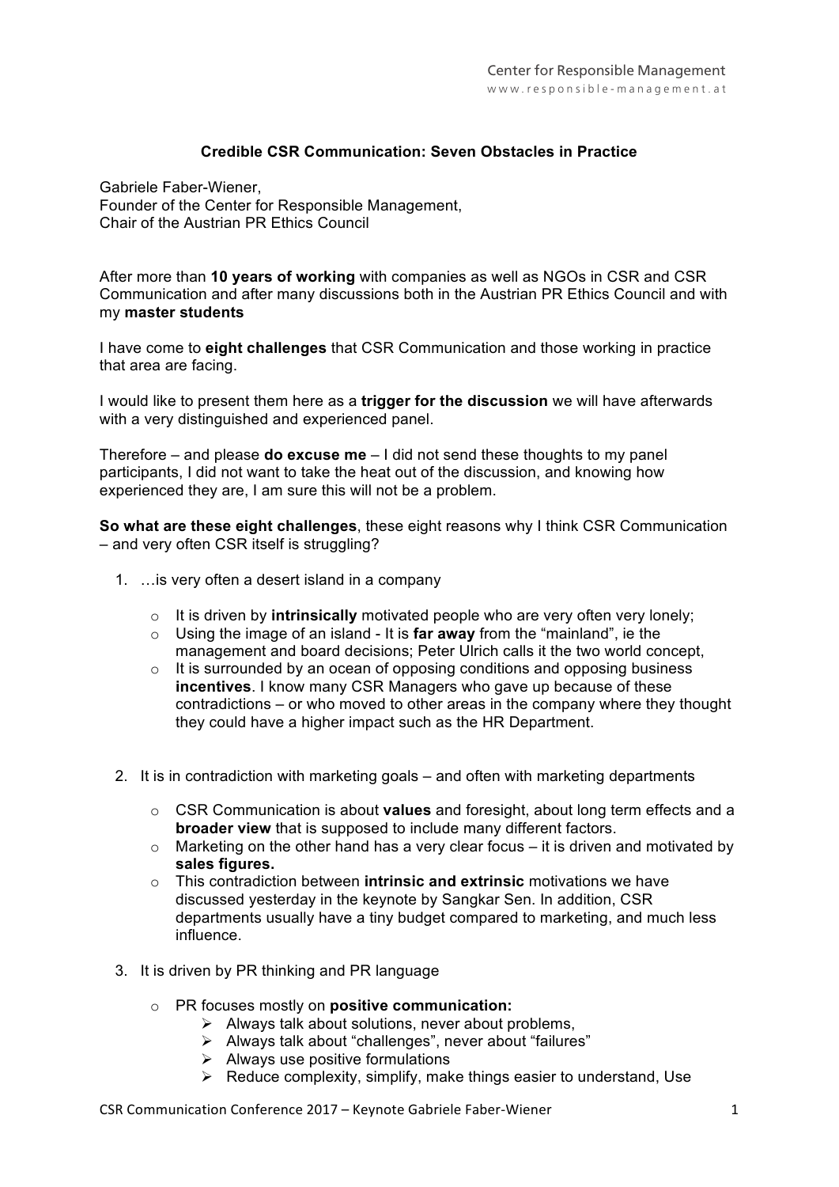**Credible CSR Communication: Seven Obstacles in Practice**

Gabriele Faber-Wiener,
Founder of the Center for Responsible Management,
Chair of the Austrian PR Ethics Council

After more than **10 years of working** with companies as well as NGOs in CSR and CSR Communication and after many discussions both in the Austrian PR Ethics Council and with my **master students**

I have come to **eight challenges** that CSR Communication and those working in practice that area are facing.

I would like to present them here as a **trigger for the discussion** we will have afterwards with a very distinguished and experienced panel.

Therefore – and please **do excuse me** – I did not send these thoughts to my panel participants, I did not want to take the heat out of the discussion, and knowing how experienced they are, I am sure this will not be a problem.

**So what are these eight challenges**, these eight reasons why I think CSR Communication – and very often CSR itself is struggling?

1. …is very often a desert island in a company
   - It is driven by **intrinsically** motivated people who are very often very lonely;
   - Using the image of an island - It is **far away** from the "mainland", ie the management and board decisions; Peter Ulrich calls it the two world concept,
   - It is surrounded by an ocean of opposing conditions and opposing business **incentives**. I know many CSR Managers who gave up because of these contradictions – or who moved to other areas in the company where they thought they could have a higher impact such as the HR Department.

2. It is in contradiction with marketing goals – and often with marketing departments
   - CSR Communication is about **values** and foresight, about long term effects and a **broader view** that is supposed to include many different factors.
   - Marketing on the other hand has a very clear focus – it is driven and motivated by **sales figures.**
   - This contradiction between **intrinsic and extrinsic** motivations we have discussed yesterday in the keynote by Sangkar Sen. In addition, CSR departments usually have a tiny budget compared to marketing, and much less influence.

3. It is driven by PR thinking and PR language
   - PR focuses mostly on **positive communication:**
     - Always talk about solutions, never about problems,
     - Always talk about "challenges", never about "failures"
     - Always use positive formulations
     - Reduce complexity, simplify, make things easier to understand, Use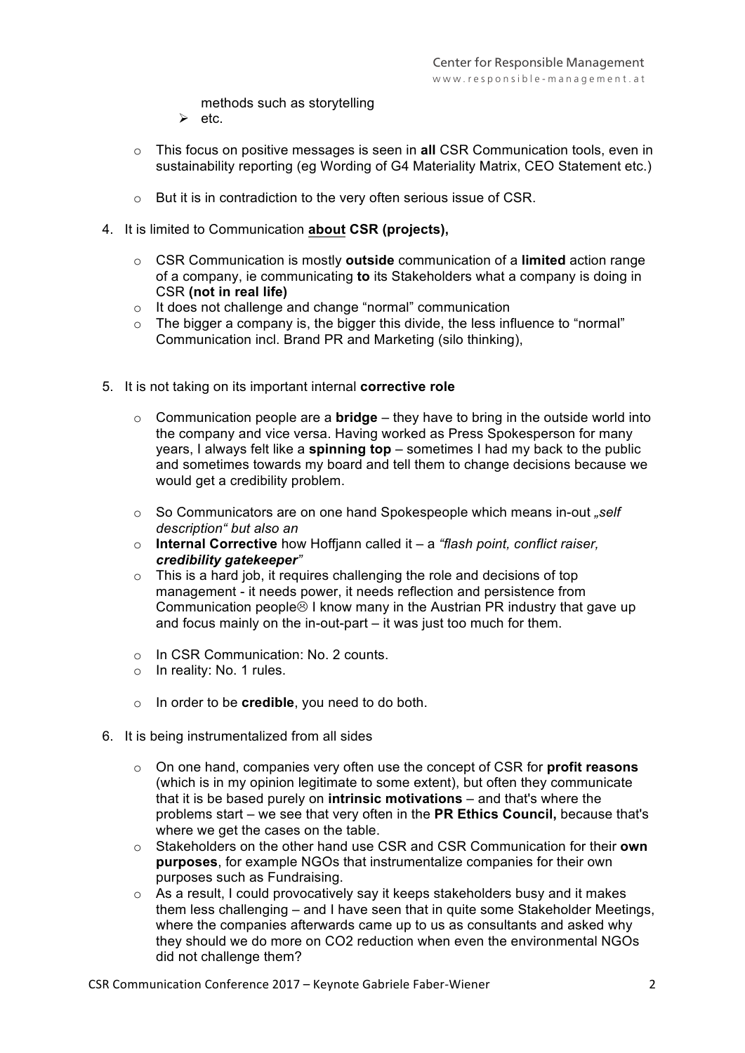methods such as storytelling
    - etc.

- This focus on positive messages is seen in **all** CSR Communication tools, even in sustainability reporting (eg Wording of G4 Materiality Matrix, CEO Statement etc.)

- But it is in contradiction to the very often serious issue of CSR.

4. It is limited to Communication **<u>about</u> CSR (projects),**

    - CSR Communication is mostly **outside** communication of a **limited** action range of a company, ie communicating **to** its Stakeholders what a company is doing in CSR **(not in real life)**
    - It does not challenge and change "normal" communication
    - The bigger a company is, the bigger this divide, the less influence to "normal" Communication incl. Brand PR and Marketing (silo thinking),

5. It is not taking on its important internal **corrective role**

    - Communication people are a **bridge** – they have to bring in the outside world into the company and vice versa. Having worked as Press Spokesperson for many years, I always felt like a **spinning top** – sometimes I had my back to the public and sometimes towards my board and tell them to change decisions because we would get a credibility problem.

    - So Communicators are on one hand Spokespeople which means in-out *„self description" but also an*
    - **Internal Corrective** how Hoffjann called it – a *"flash point, conflict raiser, **credibility gatekeeper**"*
    - This is a hard job, it requires challenging the role and decisions of top management - it needs power, it needs reflection and persistence from Communication people☹ I know many in the Austrian PR industry that gave up and focus mainly on the in-out-part – it was just too much for them.

    - In CSR Communication: No. 2 counts.
    - In reality: No. 1 rules.

    - In order to be **credible**, you need to do both.

6. It is being instrumentalized from all sides

    - On one hand, companies very often use the concept of CSR for **profit reasons** (which is in my opinion legitimate to some extent), but often they communicate that it is be based purely on **intrinsic motivations** – and that's where the problems start – we see that very often in the **PR Ethics Council,** because that's where we get the cases on the table.
    - Stakeholders on the other hand use CSR and CSR Communication for their **own purposes**, for example NGOs that instrumentalize companies for their own purposes such as Fundraising.
    - As a result, I could provocatively say it keeps stakeholders busy and it makes them less challenging – and I have seen that in quite some Stakeholder Meetings, where the companies afterwards came up to us as consultants and asked why they should we do more on $CO_2$ reduction when even the environmental NGOs did not challenge them?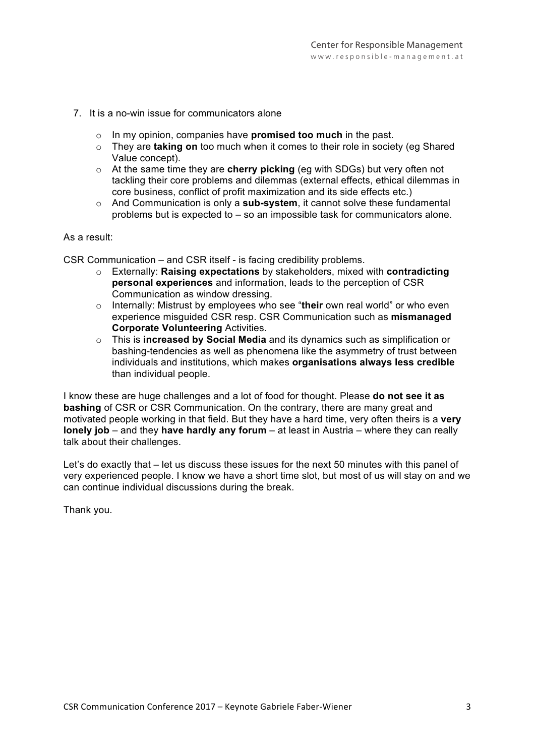7. It is a no-win issue for communicators alone

   - In my opinion, companies have **promised too much** in the past.
   - They are **taking on** too much when it comes to their role in society (eg Shared Value concept).
   - At the same time they are **cherry picking** (eg with SDGs) but very often not tackling their core problems and dilemmas (external effects, ethical dilemmas in core business, conflict of profit maximization and its side effects etc.)
   - And Communication is only a **sub-system**, it cannot solve these fundamental problems but is expected to – so an impossible task for communicators alone.

As a result:

CSR Communication – and CSR itself - is facing credibility problems.

- Externally: **Raising expectations** by stakeholders, mixed with **contradicting personal experiences** and information, leads to the perception of CSR Communication as window dressing.
- Internally: Mistrust by employees who see "**their** own real world" or who even experience misguided CSR resp. CSR Communication such as **mismanaged Corporate Volunteering** Activities.
- This is **increased by Social Media** and its dynamics such as simplification or bashing-tendencies as well as phenomena like the asymmetry of trust between individuals and institutions, which makes **organisations always less credible** than individual people.

I know these are huge challenges and a lot of food for thought. Please **do not see it as bashing** of CSR or CSR Communication. On the contrary, there are many great and motivated people working in that field. But they have a hard time, very often theirs is a **very lonely job** – and they **have hardly any forum** – at least in Austria – where they can really talk about their challenges.

Let's do exactly that – let us discuss these issues for the next 50 minutes with this panel of very experienced people. I know we have a short time slot, but most of us will stay on and we can continue individual discussions during the break.

Thank you.